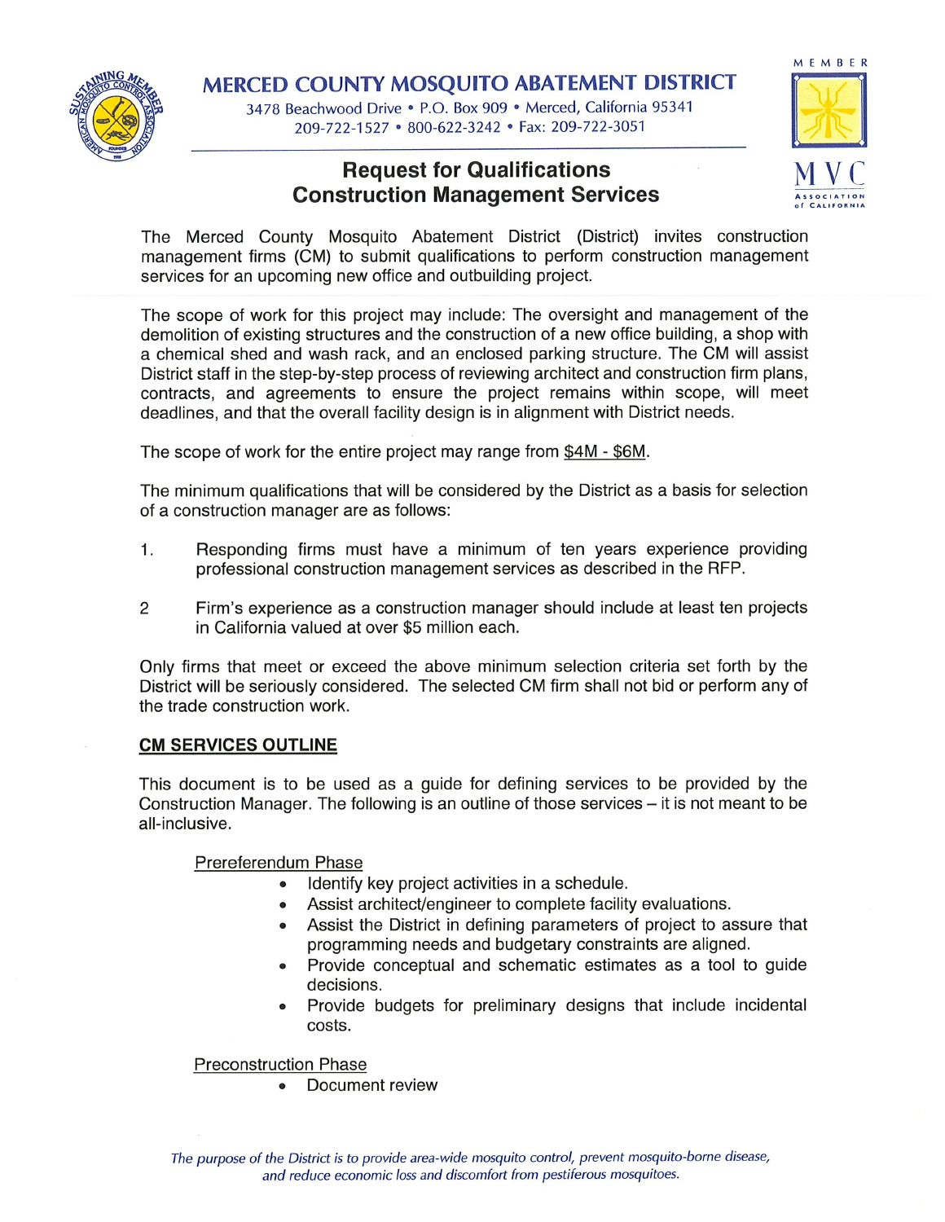# MERCED COUNTY MOSQUITO ABATEMENT DISTRICT

3478 Beachwood Drive • P.O. Box 909 • Merced, California 95341
209-722-1527 • 800-622-3242 • Fax: 209-722-3051

## Request for Qualifications
## Construction Management Services

The Merced County Mosquito Abatement District (District) invites construction management firms (CM) to submit qualifications to perform construction management services for an upcoming new office and outbuilding project.

The scope of work for this project may include: The oversight and management of the demolition of existing structures and the construction of a new office building, a shop with a chemical shed and wash rack, and an enclosed parking structure. The CM will assist District staff in the step-by-step process of reviewing architect and construction firm plans, contracts, and agreements to ensure the project remains within scope, will meet deadlines, and that the overall facility design is in alignment with District needs.

The scope of work for the entire project may range from $4M - $6M.

The minimum qualifications that will be considered by the District as a basis for selection of a construction manager are as follows:

1. Responding firms must have a minimum of ten years experience providing professional construction management services as described in the RFP.

2 Firm's experience as a construction manager should include at least ten projects in California valued at over $5 million each.

Only firms that meet or exceed the above minimum selection criteria set forth by the District will be seriously considered. The selected CM firm shall not bid or perform any of the trade construction work.

### CM SERVICES OUTLINE

This document is to be used as a guide for defining services to be provided by the Construction Manager. The following is an outline of those services – it is not meant to be all-inclusive.

Prereferendum Phase

- Identify key project activities in a schedule.
- Assist architect/engineer to complete facility evaluations.
- Assist the District in defining parameters of project to assure that programming needs and budgetary constraints are aligned.
- Provide conceptual and schematic estimates as a tool to guide decisions.
- Provide budgets for preliminary designs that include incidental costs.

Preconstruction Phase

- Document review

*The purpose of the District is to provide area-wide mosquito control, prevent mosquito-borne disease, and reduce economic loss and discomfort from pestiferous mosquitoes.*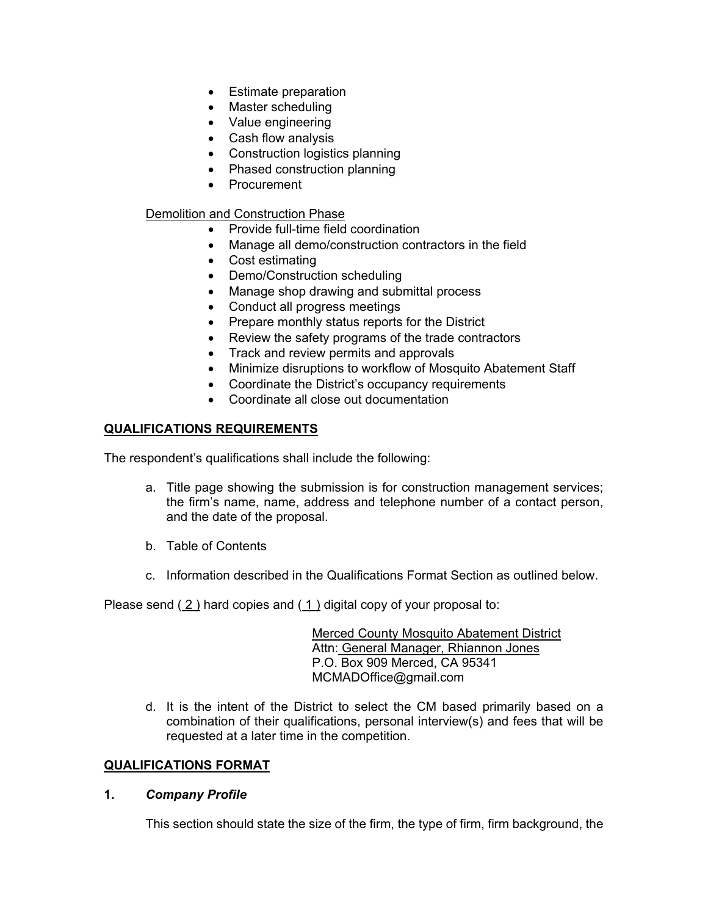- Estimate preparation
- Master scheduling
- Value engineering
- Cash flow analysis
- Construction logistics planning
- Phased construction planning
- Procurement

Demolition and Construction Phase

- Provide full-time field coordination
- Manage all demo/construction contractors in the field
- Cost estimating
- Demo/Construction scheduling
- Manage shop drawing and submittal process
- Conduct all progress meetings
- Prepare monthly status reports for the District
- Review the safety programs of the trade contractors
- Track and review permits and approvals
- Minimize disruptions to workflow of Mosquito Abatement Staff
- Coordinate the District's occupancy requirements
- Coordinate all close out documentation

## QUALIFICATIONS REQUIREMENTS

The respondent's qualifications shall include the following:

a. Title page showing the submission is for construction management services; the firm's name, name, address and telephone number of a contact person, and the date of the proposal.

b. Table of Contents

c. Information described in the Qualifications Format Section as outlined below.

Please send ( 2 ) hard copies and ( 1 ) digital copy of your proposal to:

Merced County Mosquito Abatement District
Attn: General Manager, Rhiannon Jones
P.O. Box 909 Merced, CA 95341
MCMADOffice@gmail.com

d. It is the intent of the District to select the CM based primarily based on a combination of their qualifications, personal interview(s) and fees that will be requested at a later time in the competition.

## QUALIFICATIONS FORMAT

### 1. *Company Profile*

This section should state the size of the firm, the type of firm, firm background, the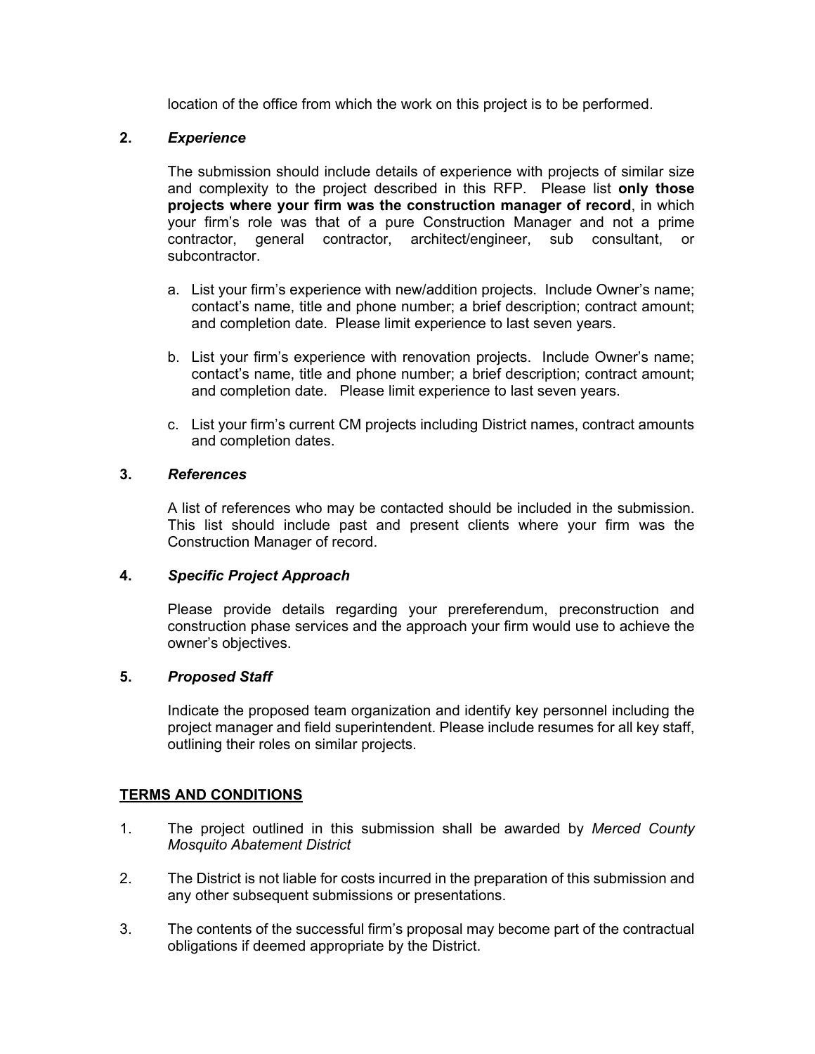location of the office from which the work on this project is to be performed.

**2.** ***Experience***

The submission should include details of experience with projects of similar size and complexity to the project described in this RFP. Please list **only those projects where your firm was the construction manager of record**, in which your firm's role was that of a pure Construction Manager and not a prime contractor, general contractor, architect/engineer, sub consultant, or subcontractor.

a. List your firm's experience with new/addition projects. Include Owner's name; contact's name, title and phone number; a brief description; contract amount; and completion date. Please limit experience to last seven years.

b. List your firm's experience with renovation projects. Include Owner's name; contact's name, title and phone number; a brief description; contract amount; and completion date. Please limit experience to last seven years.

c. List your firm's current CM projects including District names, contract amounts and completion dates.

**3.** ***References***

A list of references who may be contacted should be included in the submission. This list should include past and present clients where your firm was the Construction Manager of record.

**4.** ***Specific Project Approach***

Please provide details regarding your prereferendum, preconstruction and construction phase services and the approach your firm would use to achieve the owner's objectives.

**5.** ***Proposed Staff***

Indicate the proposed team organization and identify key personnel including the project manager and field superintendent. Please include resumes for all key staff, outlining their roles on similar projects.

## TERMS AND CONDITIONS

1. The project outlined in this submission shall be awarded by *Merced County Mosquito Abatement District*

2. The District is not liable for costs incurred in the preparation of this submission and any other subsequent submissions or presentations.

3. The contents of the successful firm's proposal may become part of the contractual obligations if deemed appropriate by the District.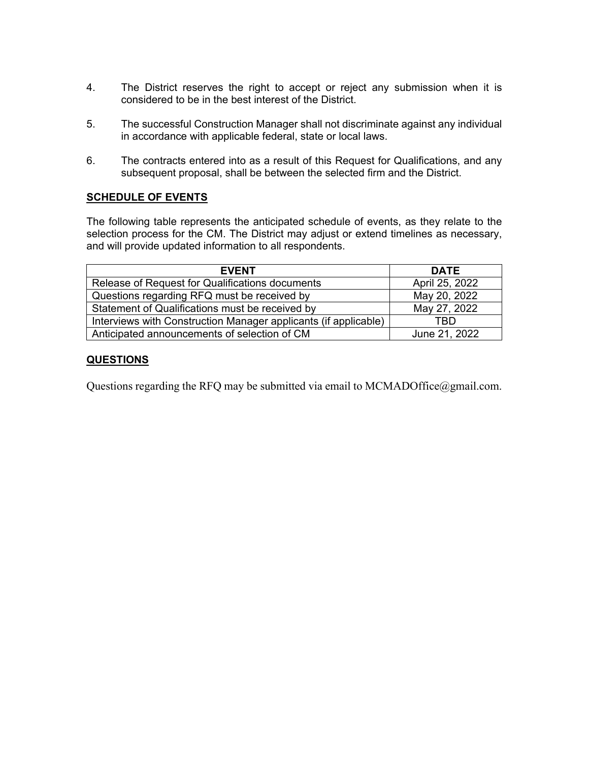4. The District reserves the right to accept or reject any submission when it is considered to be in the best interest of the District.

5. The successful Construction Manager shall not discriminate against any individual in accordance with applicable federal, state or local laws.

6. The contracts entered into as a result of this Request for Qualifications, and any subsequent proposal, shall be between the selected firm and the District.

## SCHEDULE OF EVENTS

The following table represents the anticipated schedule of events, as they relate to the selection process for the CM. The District may adjust or extend timelines as necessary, and will provide updated information to all respondents.

| EVENT | DATE |
|---|---|
| Release of Request for Qualifications documents | April 25, 2022 |
| Questions regarding RFQ must be received by | May 20, 2022 |
| Statement of Qualifications must be received by | May 27, 2022 |
| Interviews with Construction Manager applicants (if applicable) | TBD |
| Anticipated announcements of selection of CM | June 21, 2022 |

## QUESTIONS

Questions regarding the RFQ may be submitted via email to MCMADOffice@gmail.com.